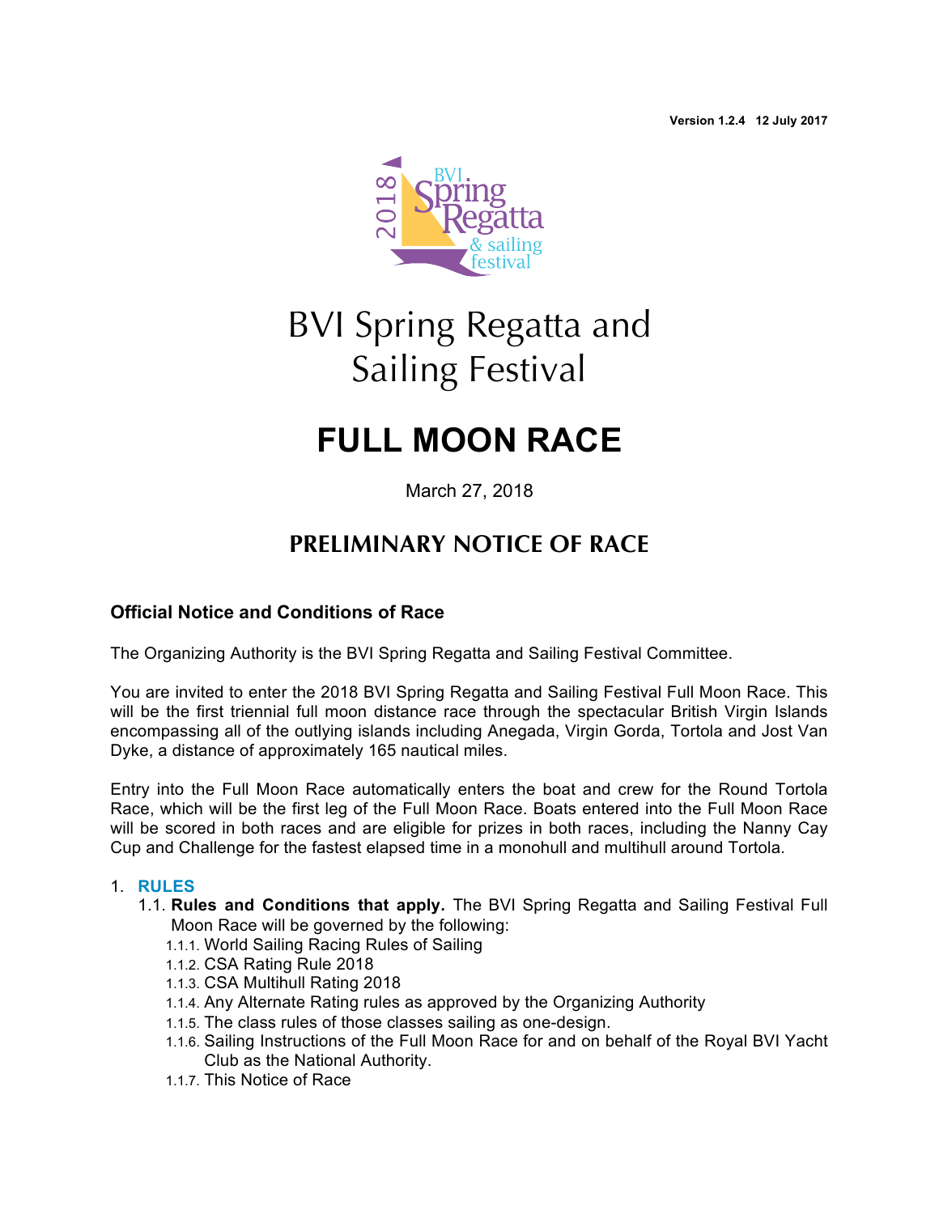Version 1.2.4 12 July 2017

# BVI Spring Regatta and Sailing Festival

# FULL MOON RACE

March 27, 2018

## PRELIMINARY NOTICE OF RACE

### Official Notice and Conditions of Race

The Organizing Authority is the BVI Spring Regatta and Sailing Festival Committee.

You are invited to enter the 2018 BVI Spring Regatta and Sailing Festival Full Moon Race. This will be the first triennial full moon distance race through the spectacular British Virgin Islands encompassing all of the outlying islands including Anegada, Virgin Gorda, Tortola and Jost Van Dyke, a distance of approximately 165 nautical miles.

Entry into the Full Moon Race automatically enters the boat and crew for the Round Tortola Race, which will be the first leg of the Full Moon Race. Boats entered into the Full Moon Race will be scored in both races and are eligible for prizes in both races, including the Nanny Cay Cup and Challenge for the fastest elapsed time in a monohull and multihull around Tortola.

1. **RULES**
   - 1.1. **Rules and Conditions that apply.** The BVI Spring Regatta and Sailing Festival Full Moon Race will be governed by the following:
     - 1.1.1. World Sailing Racing Rules of Sailing
     - 1.1.2. CSA Rating Rule 2018
     - 1.1.3. CSA Multihull Rating 2018
     - 1.1.4. Any Alternate Rating rules as approved by the Organizing Authority
     - 1.1.5. The class rules of those classes sailing as one-design.
     - 1.1.6. Sailing Instructions of the Full Moon Race for and on behalf of the Royal BVI Yacht Club as the National Authority.
     - 1.1.7. This Notice of Race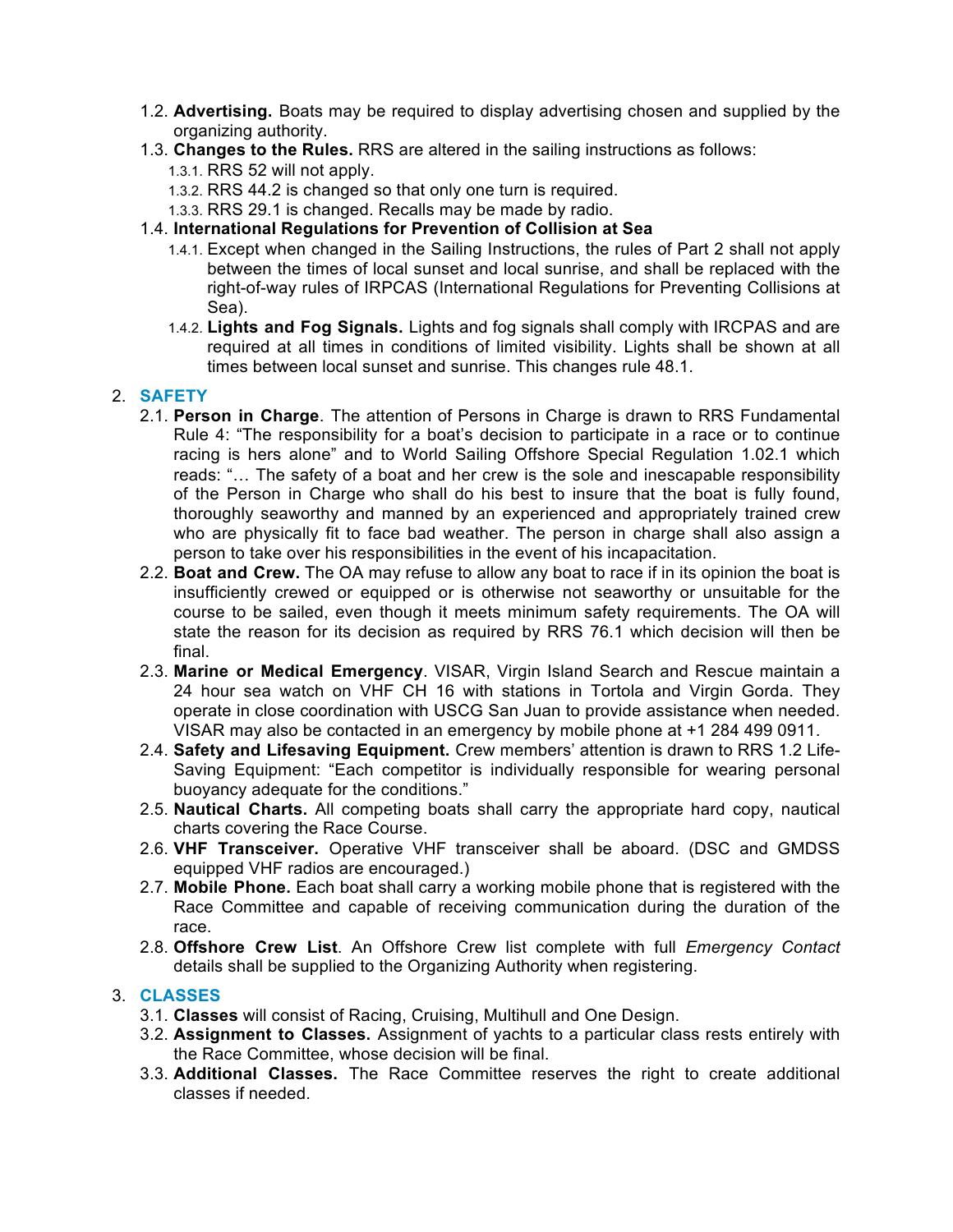1.2. **Advertising.** Boats may be required to display advertising chosen and supplied by the organizing authority.

1.3. **Changes to the Rules.** RRS are altered in the sailing instructions as follows:

- 1.3.1. RRS 52 will not apply.
- 1.3.2. RRS 44.2 is changed so that only one turn is required.
- 1.3.3. RRS 29.1 is changed. Recalls may be made by radio.

1.4. **International Regulations for Prevention of Collision at Sea**

- 1.4.1. Except when changed in the Sailing Instructions, the rules of Part 2 shall not apply between the times of local sunset and local sunrise, and shall be replaced with the right-of-way rules of IRPCAS (International Regulations for Preventing Collisions at Sea).
- 1.4.2. **Lights and Fog Signals.** Lights and fog signals shall comply with IRCPAS and are required at all times in conditions of limited visibility. Lights shall be shown at all times between local sunset and sunrise. This changes rule 48.1.

## 2. SAFETY

2.1. **Person in Charge**. The attention of Persons in Charge is drawn to RRS Fundamental Rule 4: "The responsibility for a boat's decision to participate in a race or to continue racing is hers alone" and to World Sailing Offshore Special Regulation 1.02.1 which reads: "… The safety of a boat and her crew is the sole and inescapable responsibility of the Person in Charge who shall do his best to insure that the boat is fully found, thoroughly seaworthy and manned by an experienced and appropriately trained crew who are physically fit to face bad weather. The person in charge shall also assign a person to take over his responsibilities in the event of his incapacitation.

2.2. **Boat and Crew.** The OA may refuse to allow any boat to race if in its opinion the boat is insufficiently crewed or equipped or is otherwise not seaworthy or unsuitable for the course to be sailed, even though it meets minimum safety requirements. The OA will state the reason for its decision as required by RRS 76.1 which decision will then be final.

2.3. **Marine or Medical Emergency**. VISAR, Virgin Island Search and Rescue maintain a 24 hour sea watch on VHF CH 16 with stations in Tortola and Virgin Gorda. They operate in close coordination with USCG San Juan to provide assistance when needed. VISAR may also be contacted in an emergency by mobile phone at +1 284 499 0911.

2.4. **Safety and Lifesaving Equipment.** Crew members' attention is drawn to RRS 1.2 Life-Saving Equipment: "Each competitor is individually responsible for wearing personal buoyancy adequate for the conditions."

2.5. **Nautical Charts.** All competing boats shall carry the appropriate hard copy, nautical charts covering the Race Course.

2.6. **VHF Transceiver.** Operative VHF transceiver shall be aboard. (DSC and GMDSS equipped VHF radios are encouraged.)

2.7. **Mobile Phone.** Each boat shall carry a working mobile phone that is registered with the Race Committee and capable of receiving communication during the duration of the race.

2.8. **Offshore Crew List**. An Offshore Crew list complete with full *Emergency Contact* details shall be supplied to the Organizing Authority when registering.

## 3. CLASSES

3.1. **Classes** will consist of Racing, Cruising, Multihull and One Design.

3.2. **Assignment to Classes.** Assignment of yachts to a particular class rests entirely with the Race Committee, whose decision will be final.

3.3. **Additional Classes.** The Race Committee reserves the right to create additional classes if needed.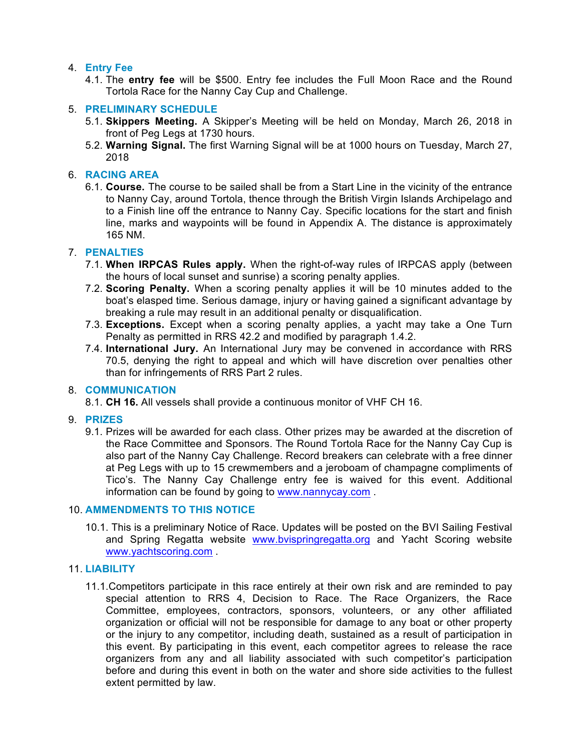4. **Entry Fee**
   4.1. The **entry fee** will be $500. Entry fee includes the Full Moon Race and the Round Tortola Race for the Nanny Cay Cup and Challenge.

5. **PRELIMINARY SCHEDULE**
   5.1. **Skippers Meeting.** A Skipper's Meeting will be held on Monday, March 26, 2018 in front of Peg Legs at 1730 hours.
   5.2. **Warning Signal.** The first Warning Signal will be at 1000 hours on Tuesday, March 27, 2018

6. **RACING AREA**
   6.1. **Course.** The course to be sailed shall be from a Start Line in the vicinity of the entrance to Nanny Cay, around Tortola, thence through the British Virgin Islands Archipelago and to a Finish line off the entrance to Nanny Cay. Specific locations for the start and finish line, marks and waypoints will be found in Appendix A. The distance is approximately 165 NM.

7. **PENALTIES**
   7.1. **When IRPCAS Rules apply.** When the right-of-way rules of IRPCAS apply (between the hours of local sunset and sunrise) a scoring penalty applies.
   7.2. **Scoring Penalty.** When a scoring penalty applies it will be 10 minutes added to the boat's elasped time. Serious damage, injury or having gained a significant advantage by breaking a rule may result in an additional penalty or disqualification.
   7.3. **Exceptions.** Except when a scoring penalty applies, a yacht may take a One Turn Penalty as permitted in RRS 42.2 and modified by paragraph 1.4.2.
   7.4. **International Jury.** An International Jury may be convened in accordance with RRS 70.5, denying the right to appeal and which will have discretion over penalties other than for infringements of RRS Part 2 rules.

8. **COMMUNICATION**
   8.1. **CH 16.** All vessels shall provide a continuous monitor of VHF CH 16.

9. **PRIZES**
   9.1. Prizes will be awarded for each class. Other prizes may be awarded at the discretion of the Race Committee and Sponsors. The Round Tortola Race for the Nanny Cay Cup is also part of the Nanny Cay Challenge. Record breakers can celebrate with a free dinner at Peg Legs with up to 15 crewmembers and a jeroboam of champagne compliments of Tico's. The Nanny Cay Challenge entry fee is waived for this event. Additional information can be found by going to www.nannycay.com .

10. **AMMENDMENTS TO THIS NOTICE**
    10.1. This is a preliminary Notice of Race. Updates will be posted on the BVI Sailing Festival and Spring Regatta website www.bvispringregatta.org and Yacht Scoring website www.yachtscoring.com .

11. **LIABILITY**
    11.1. Competitors participate in this race entirely at their own risk and are reminded to pay special attention to RRS 4, Decision to Race. The Race Organizers, the Race Committee, employees, contractors, sponsors, volunteers, or any other affiliated organization or official will not be responsible for damage to any boat or other property or the injury to any competitor, including death, sustained as a result of participation in this event. By participating in this event, each competitor agrees to release the race organizers from any and all liability associated with such competitor's participation before and during this event in both on the water and shore side activities to the fullest extent permitted by law.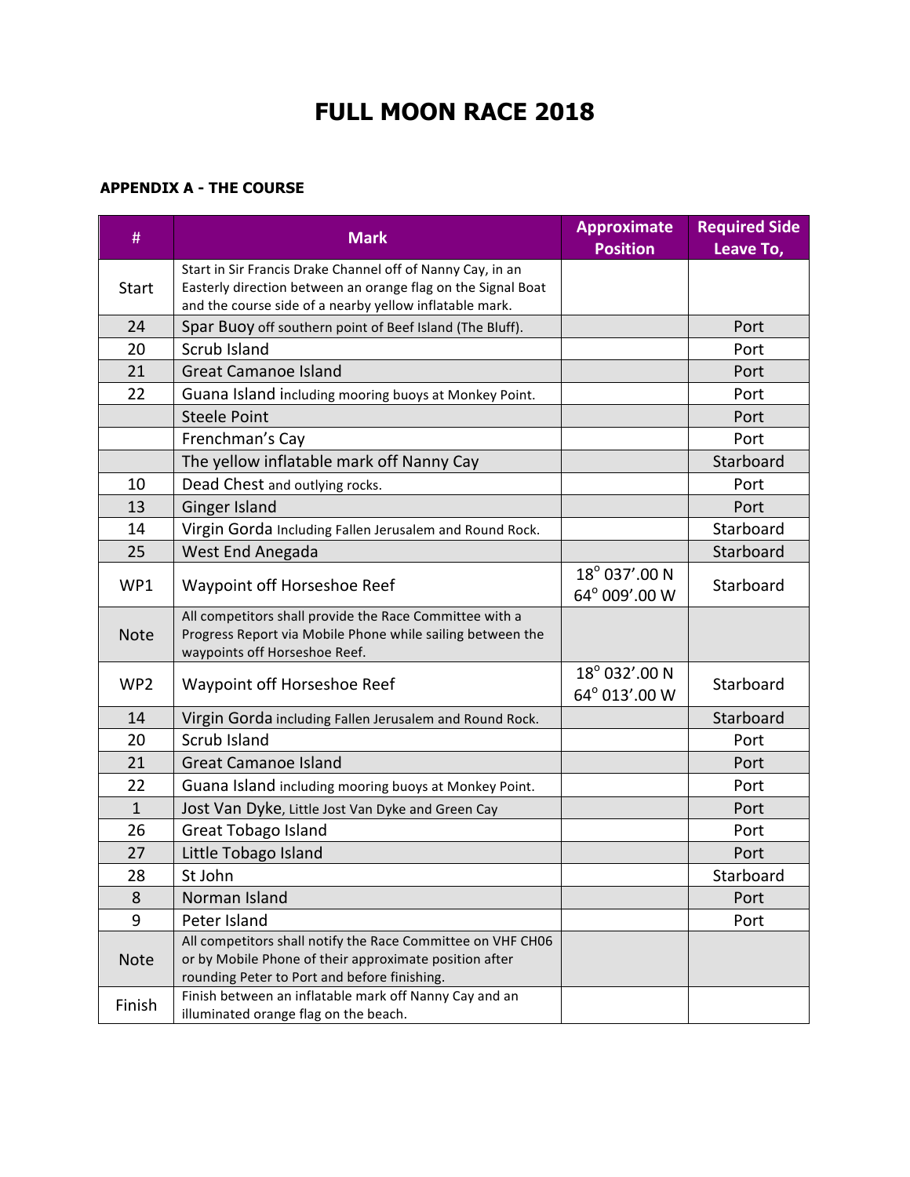# FULL MOON RACE 2018

**APPENDIX A - THE COURSE**

| # | Mark | Approximate Position | Required Side Leave To, |
|---|---|---|---|
| Start | Start in Sir Francis Drake Channel off of Nanny Cay, in an Easterly direction between an orange flag on the Signal Boat and the course side of a nearby yellow inflatable mark. | | |
| 24 | Spar Buoy off southern point of Beef Island (The Bluff). | | Port |
| 20 | Scrub Island | | Port |
| 21 | Great Camanoe Island | | Port |
| 22 | Guana Island including mooring buoys at Monkey Point. | | Port |
| | Steele Point | | Port |
| | Frenchman's Cay | | Port |
| | The yellow inflatable mark off Nanny Cay | | Starboard |
| 10 | Dead Chest and outlying rocks. | | Port |
| 13 | Ginger Island | | Port |
| 14 | Virgin Gorda Including Fallen Jerusalem and Round Rock. | | Starboard |
| 25 | West End Anegada | | Starboard |
| WP1 | Waypoint off Horseshoe Reef | 18° 037'.00 N 64° 009'.00 W | Starboard |
| Note | All competitors shall provide the Race Committee with a Progress Report via Mobile Phone while sailing between the waypoints off Horseshoe Reef. | | |
| WP2 | Waypoint off Horseshoe Reef | 18° 032'.00 N 64° 013'.00 W | Starboard |
| 14 | Virgin Gorda including Fallen Jerusalem and Round Rock. | | Starboard |
| 20 | Scrub Island | | Port |
| 21 | Great Camanoe Island | | Port |
| 22 | Guana Island including mooring buoys at Monkey Point. | | Port |
| 1 | Jost Van Dyke, Little Jost Van Dyke and Green Cay | | Port |
| 26 | Great Tobago Island | | Port |
| 27 | Little Tobago Island | | Port |
| 28 | St John | | Starboard |
| 8 | Norman Island | | Port |
| 9 | Peter Island | | Port |
| Note | All competitors shall notify the Race Committee on VHF CH06 or by Mobile Phone of their approximate position after rounding Peter to Port and before finishing. | | |
| Finish | Finish between an inflatable mark off Nanny Cay and an illuminated orange flag on the beach. | | |